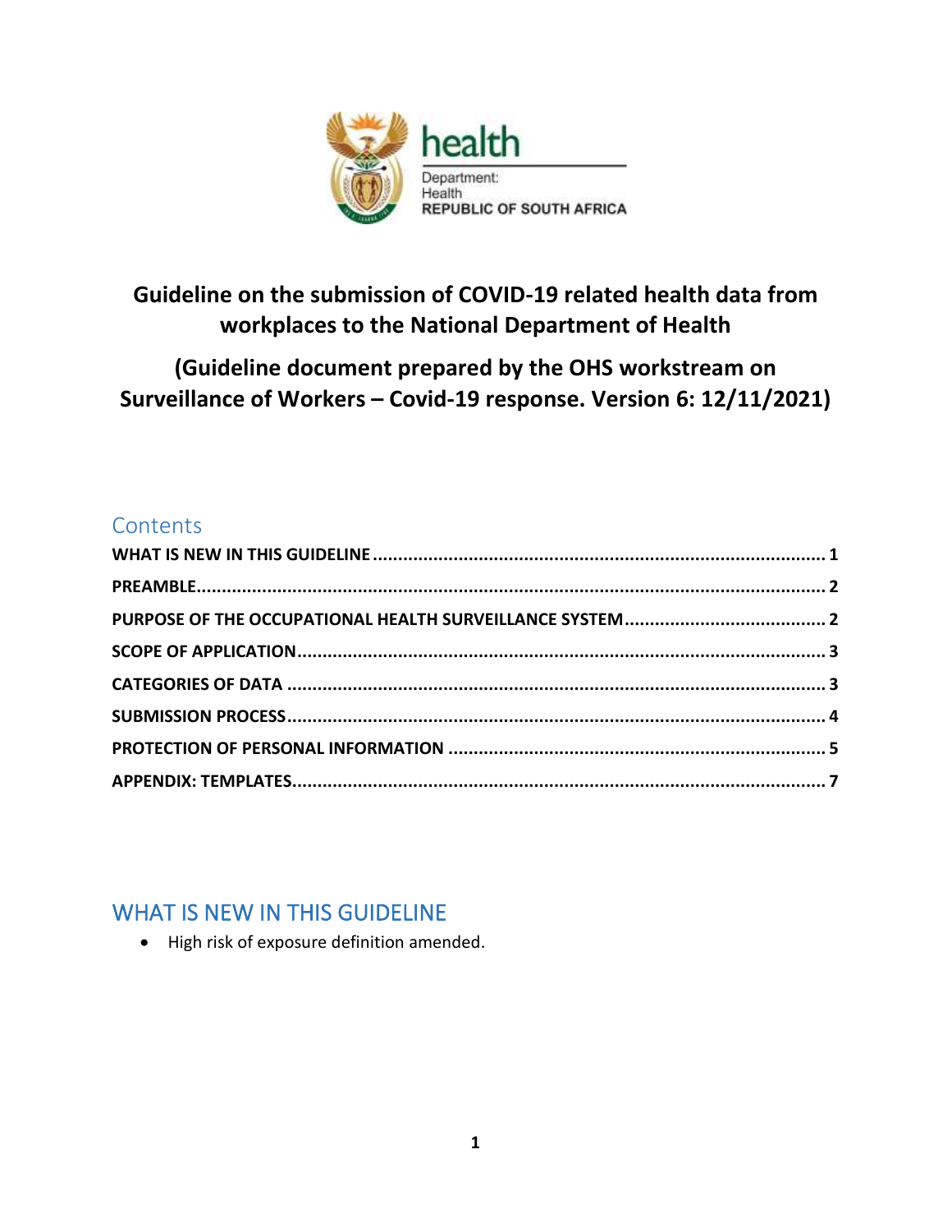health

Department:
Health
REPUBLIC OF SOUTH AFRICA

# Guideline on the submission of COVID-19 related health data from workplaces to the National Department of Health

## (Guideline document prepared by the OHS workstream on Surveillance of Workers – Covid-19 response. Version 6: 12/11/2021)

## Contents

**WHAT IS NEW IN THIS GUIDELINE** .......... 1
**PREAMBLE** .......... 2
**PURPOSE OF THE OCCUPATIONAL HEALTH SURVEILLANCE SYSTEM** .......... 2
**SCOPE OF APPLICATION** .......... 3
**CATEGORIES OF DATA** .......... 3
**SUBMISSION PROCESS** .......... 4
**PROTECTION OF PERSONAL INFORMATION** .......... 5
**APPENDIX: TEMPLATES** .......... 7

## WHAT IS NEW IN THIS GUIDELINE

- High risk of exposure definition amended.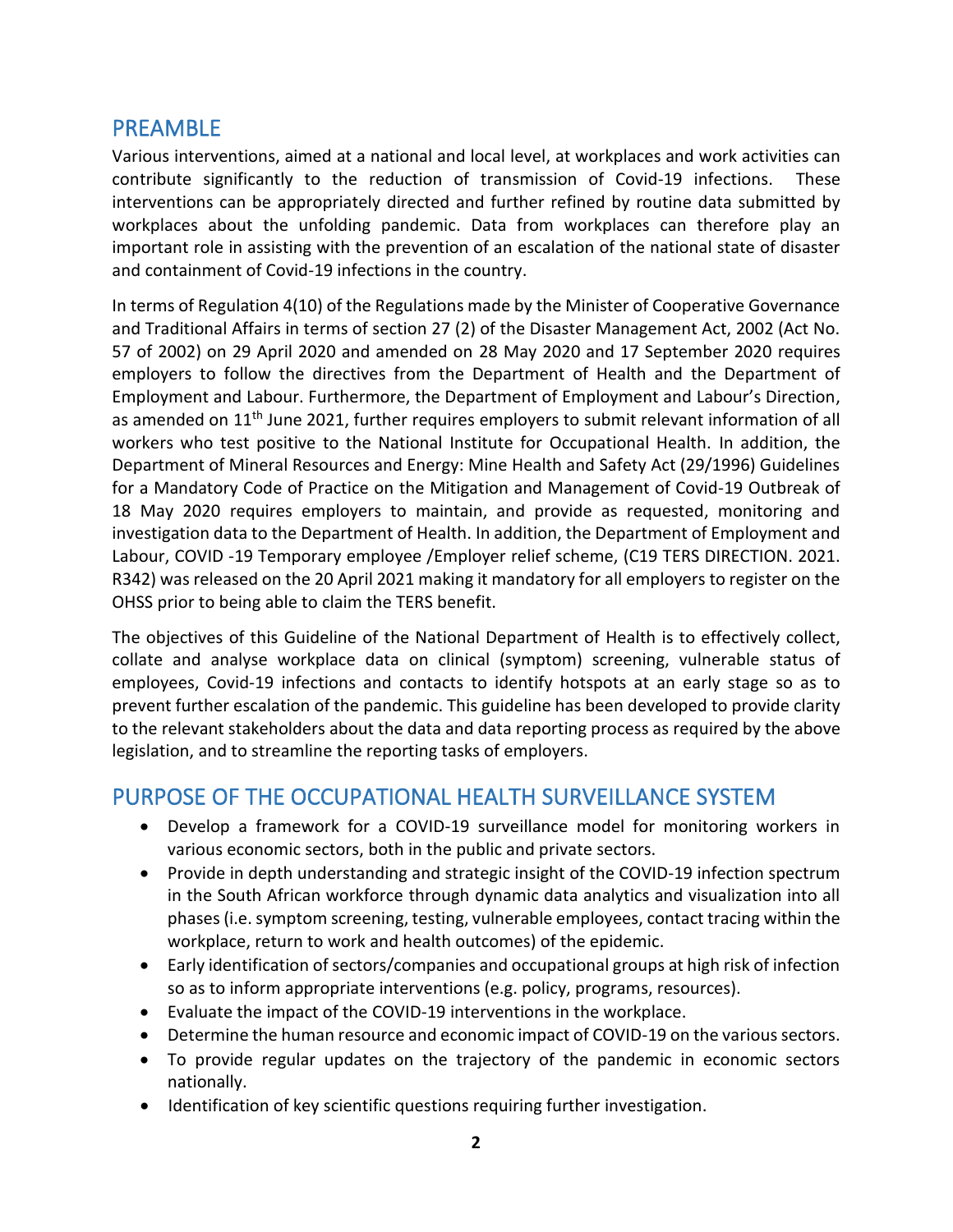## PREAMBLE

Various interventions, aimed at a national and local level, at workplaces and work activities can contribute significantly to the reduction of transmission of Covid-19 infections. These interventions can be appropriately directed and further refined by routine data submitted by workplaces about the unfolding pandemic. Data from workplaces can therefore play an important role in assisting with the prevention of an escalation of the national state of disaster and containment of Covid-19 infections in the country.

In terms of Regulation 4(10) of the Regulations made by the Minister of Cooperative Governance and Traditional Affairs in terms of section 27 (2) of the Disaster Management Act, 2002 (Act No. 57 of 2002) on 29 April 2020 and amended on 28 May 2020 and 17 September 2020 requires employers to follow the directives from the Department of Health and the Department of Employment and Labour. Furthermore, the Department of Employment and Labour's Direction, as amended on 11th June 2021, further requires employers to submit relevant information of all workers who test positive to the National Institute for Occupational Health. In addition, the Department of Mineral Resources and Energy: Mine Health and Safety Act (29/1996) Guidelines for a Mandatory Code of Practice on the Mitigation and Management of Covid-19 Outbreak of 18 May 2020 requires employers to maintain, and provide as requested, monitoring and investigation data to the Department of Health. In addition, the Department of Employment and Labour, COVID -19 Temporary employee /Employer relief scheme, (C19 TERS DIRECTION. 2021. R342) was released on the 20 April 2021 making it mandatory for all employers to register on the OHSS prior to being able to claim the TERS benefit.

The objectives of this Guideline of the National Department of Health is to effectively collect, collate and analyse workplace data on clinical (symptom) screening, vulnerable status of employees, Covid-19 infections and contacts to identify hotspots at an early stage so as to prevent further escalation of the pandemic. This guideline has been developed to provide clarity to the relevant stakeholders about the data and data reporting process as required by the above legislation, and to streamline the reporting tasks of employers.

## PURPOSE OF THE OCCUPATIONAL HEALTH SURVEILLANCE SYSTEM

- Develop a framework for a COVID-19 surveillance model for monitoring workers in various economic sectors, both in the public and private sectors.
- Provide in depth understanding and strategic insight of the COVID-19 infection spectrum in the South African workforce through dynamic data analytics and visualization into all phases (i.e. symptom screening, testing, vulnerable employees, contact tracing within the workplace, return to work and health outcomes) of the epidemic.
- Early identification of sectors/companies and occupational groups at high risk of infection so as to inform appropriate interventions (e.g. policy, programs, resources).
- Evaluate the impact of the COVID-19 interventions in the workplace.
- Determine the human resource and economic impact of COVID-19 on the various sectors.
- To provide regular updates on the trajectory of the pandemic in economic sectors nationally.
- Identification of key scientific questions requiring further investigation.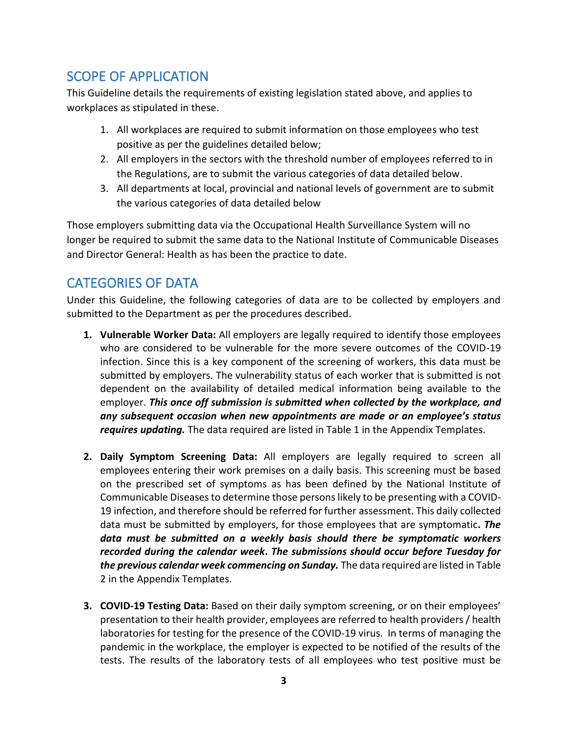## SCOPE OF APPLICATION

This Guideline details the requirements of existing legislation stated above, and applies to workplaces as stipulated in these.

1. All workplaces are required to submit information on those employees who test positive as per the guidelines detailed below;
2. All employers in the sectors with the threshold number of employees referred to in the Regulations, are to submit the various categories of data detailed below.
3. All departments at local, provincial and national levels of government are to submit the various categories of data detailed below

Those employers submitting data via the Occupational Health Surveillance System will no longer be required to submit the same data to the National Institute of Communicable Diseases and Director General: Health as has been the practice to date.

## CATEGORIES OF DATA

Under this Guideline, the following categories of data are to be collected by employers and submitted to the Department as per the procedures described.

1. **Vulnerable Worker Data:** All employers are legally required to identify those employees who are considered to be vulnerable for the more severe outcomes of the COVID-19 infection. Since this is a key component of the screening of workers, this data must be submitted by employers. The vulnerability status of each worker that is submitted is not dependent on the availability of detailed medical information being available to the employer. ***This once off submission is submitted when collected by the workplace, and any subsequent occasion when new appointments are made or an employee's status requires updating.*** The data required are listed in Table 1 in the Appendix Templates.

2. **Daily Symptom Screening Data:** All employers are legally required to screen all employees entering their work premises on a daily basis. This screening must be based on the prescribed set of symptoms as has been defined by the National Institute of Communicable Diseases to determine those persons likely to be presenting with a COVID-19 infection, and therefore should be referred for further assessment. This daily collected data must be submitted by employers, for those employees that are symptomatic**.** ***The data must be submitted on a weekly basis should there be symptomatic workers recorded during the calendar week. The submissions should occur before Tuesday for the previous calendar week commencing on Sunday.*** The data required are listed in Table 2 in the Appendix Templates.

3. **COVID-19 Testing Data:** Based on their daily symptom screening, or on their employees' presentation to their health provider, employees are referred to health providers / health laboratories for testing for the presence of the COVID-19 virus. In terms of managing the pandemic in the workplace, the employer is expected to be notified of the results of the tests. The results of the laboratory tests of all employees who test positive must be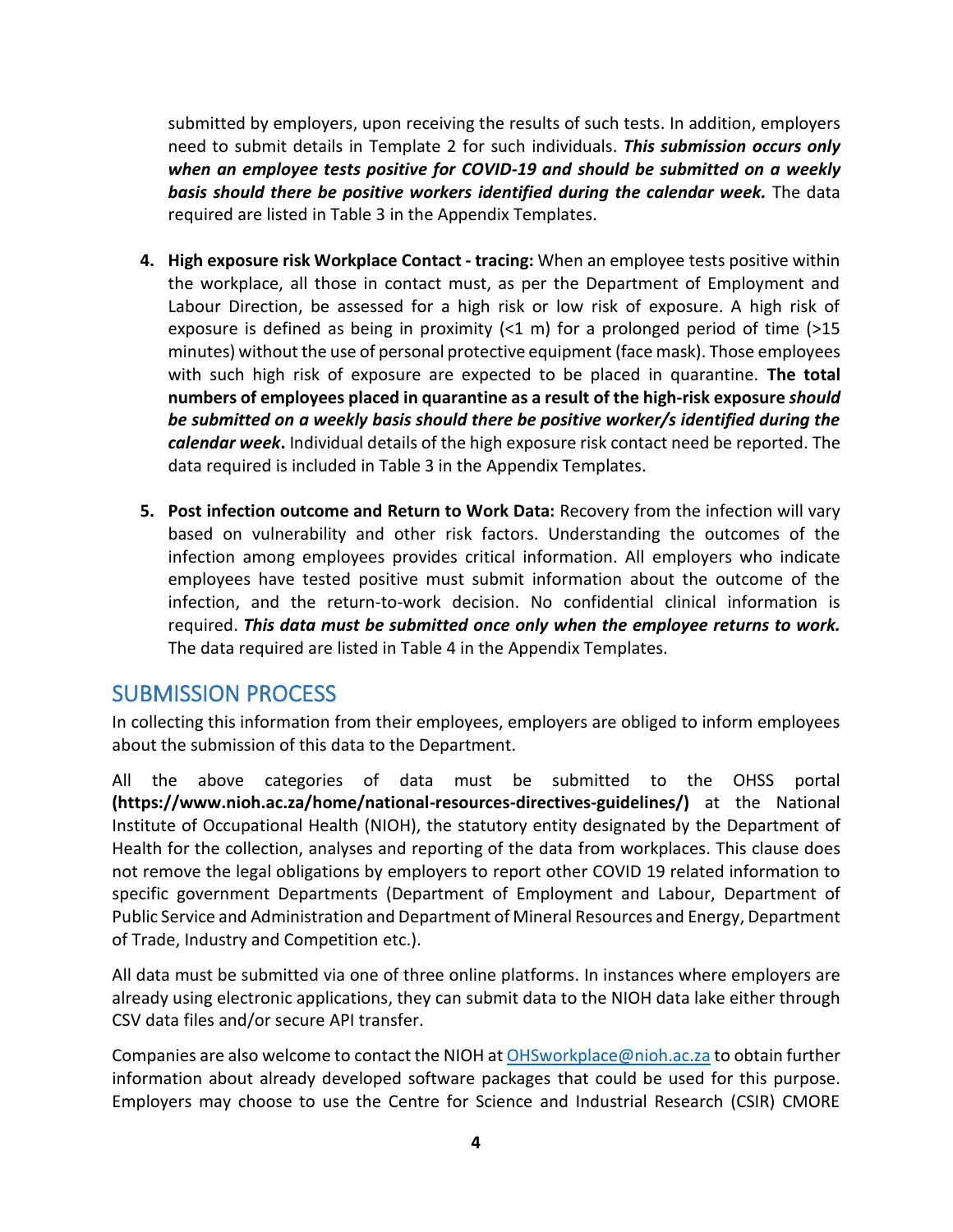submitted by employers, upon receiving the results of such tests. In addition, employers need to submit details in Template 2 for such individuals. ***This submission occurs only when an employee tests positive for COVID-19 and should be submitted on a weekly basis should there be positive workers identified during the calendar week.*** The data required are listed in Table 3 in the Appendix Templates.

4. **High exposure risk Workplace Contact - tracing:** When an employee tests positive within the workplace, all those in contact must, as per the Department of Employment and Labour Direction, be assessed for a high risk or low risk of exposure. A high risk of exposure is defined as being in proximity (<1 m) for a prolonged period of time (>15 minutes) without the use of personal protective equipment (face mask). Those employees with such high risk of exposure are expected to be placed in quarantine. **The total numbers of employees placed in quarantine as a result of the high-risk exposure *should be submitted on a weekly basis should there be positive worker/s identified during the calendar week*.** Individual details of the high exposure risk contact need be reported. The data required is included in Table 3 in the Appendix Templates.

5. **Post infection outcome and Return to Work Data:** Recovery from the infection will vary based on vulnerability and other risk factors. Understanding the outcomes of the infection among employees provides critical information. All employers who indicate employees have tested positive must submit information about the outcome of the infection, and the return-to-work decision. No confidential clinical information is required. ***This data must be submitted once only when the employee returns to work.*** The data required are listed in Table 4 in the Appendix Templates.

## SUBMISSION PROCESS

In collecting this information from their employees, employers are obliged to inform employees about the submission of this data to the Department.

All the above categories of data must be submitted to the OHSS portal **(https://www.nioh.ac.za/home/national-resources-directives-guidelines/)** at the National Institute of Occupational Health (NIOH), the statutory entity designated by the Department of Health for the collection, analyses and reporting of the data from workplaces. This clause does not remove the legal obligations by employers to report other COVID 19 related information to specific government Departments (Department of Employment and Labour, Department of Public Service and Administration and Department of Mineral Resources and Energy, Department of Trade, Industry and Competition etc.).

All data must be submitted via one of three online platforms. In instances where employers are already using electronic applications, they can submit data to the NIOH data lake either through CSV data files and/or secure API transfer.

Companies are also welcome to contact the NIOH at OHSworkplace@nioh.ac.za to obtain further information about already developed software packages that could be used for this purpose. Employers may choose to use the Centre for Science and Industrial Research (CSIR) CMORE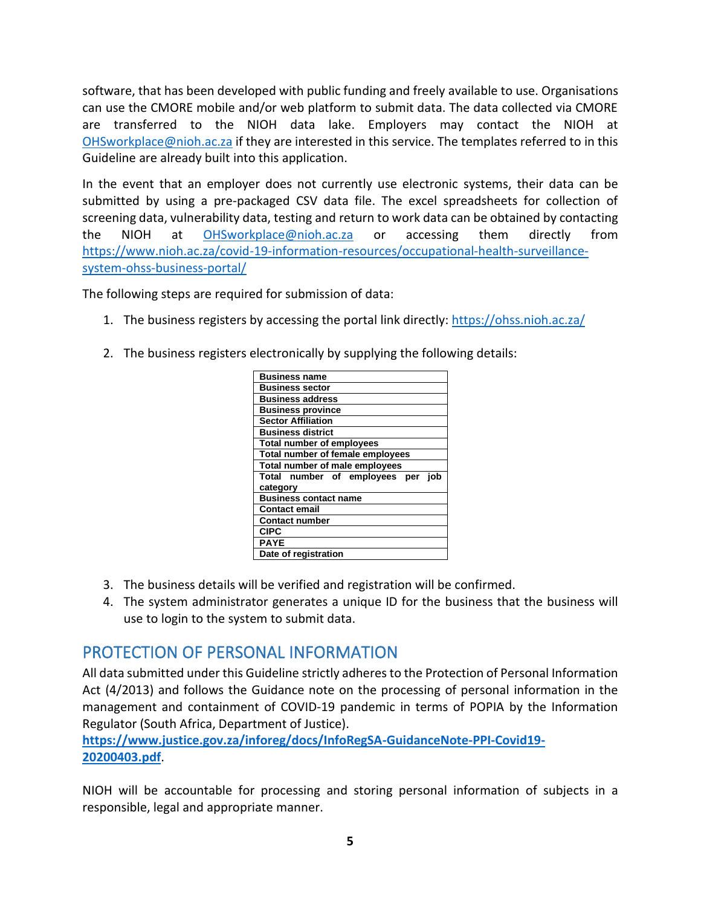software, that has been developed with public funding and freely available to use. Organisations can use the CMORE mobile and/or web platform to submit data. The data collected via CMORE are transferred to the NIOH data lake. Employers may contact the NIOH at OHSworkplace@nioh.ac.za if they are interested in this service. The templates referred to in this Guideline are already built into this application.

In the event that an employer does not currently use electronic systems, their data can be submitted by using a pre-packaged CSV data file. The excel spreadsheets for collection of screening data, vulnerability data, testing and return to work data can be obtained by contacting the NIOH at OHSworkplace@nioh.ac.za or accessing them directly from https://www.nioh.ac.za/covid-19-information-resources/occupational-health-surveillance-system-ohss-business-portal/

The following steps are required for submission of data:

1. The business registers by accessing the portal link directly: https://ohss.nioh.ac.za/

2. The business registers electronically by supplying the following details:

| **Business name** |
|---|
| **Business sector** |
| **Business address** |
| **Business province** |
| **Sector Affiliation** |
| **Business district** |
| **Total number of employees** |
| **Total number of female employees** |
| **Total number of male employees** |
| **Total number of employees per job category** |
| **Business contact name** |
| **Contact email** |
| **Contact number** |
| **CIPC** |
| **PAYE** |
| **Date of registration** |

3. The business details will be verified and registration will be confirmed.
4. The system administrator generates a unique ID for the business that the business will use to login to the system to submit data.

## PROTECTION OF PERSONAL INFORMATION

All data submitted under this Guideline strictly adheres to the Protection of Personal Information Act (4/2013) and follows the Guidance note on the processing of personal information in the management and containment of COVID-19 pandemic in terms of POPIA by the Information Regulator (South Africa, Department of Justice). **https://www.justice.gov.za/inforeg/docs/InfoRegSA-GuidanceNote-PPI-Covid19-20200403.pdf**.

NIOH will be accountable for processing and storing personal information of subjects in a responsible, legal and appropriate manner.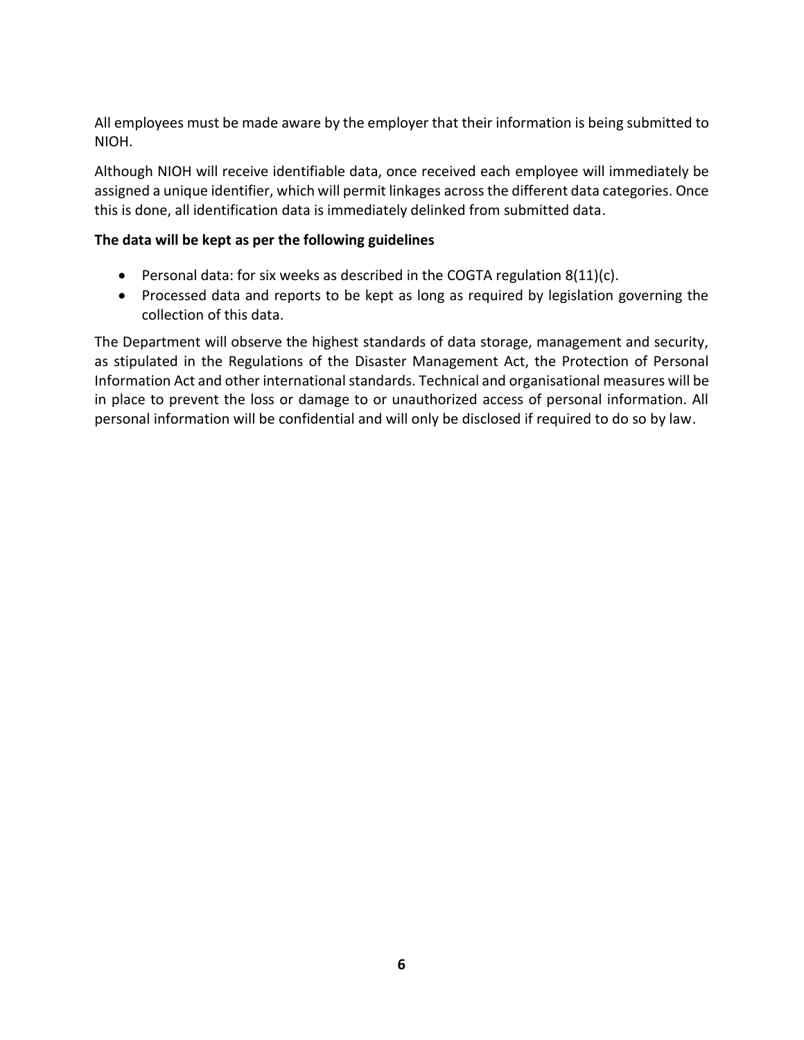All employees must be made aware by the employer that their information is being submitted to NIOH.

Although NIOH will receive identifiable data, once received each employee will immediately be assigned a unique identifier, which will permit linkages across the different data categories. Once this is done, all identification data is immediately delinked from submitted data.

**The data will be kept as per the following guidelines**

- Personal data: for six weeks as described in the COGTA regulation 8(11)(c).
- Processed data and reports to be kept as long as required by legislation governing the collection of this data.

The Department will observe the highest standards of data storage, management and security, as stipulated in the Regulations of the Disaster Management Act, the Protection of Personal Information Act and other international standards. Technical and organisational measures will be in place to prevent the loss or damage to or unauthorized access of personal information. All personal information will be confidential and will only be disclosed if required to do so by law.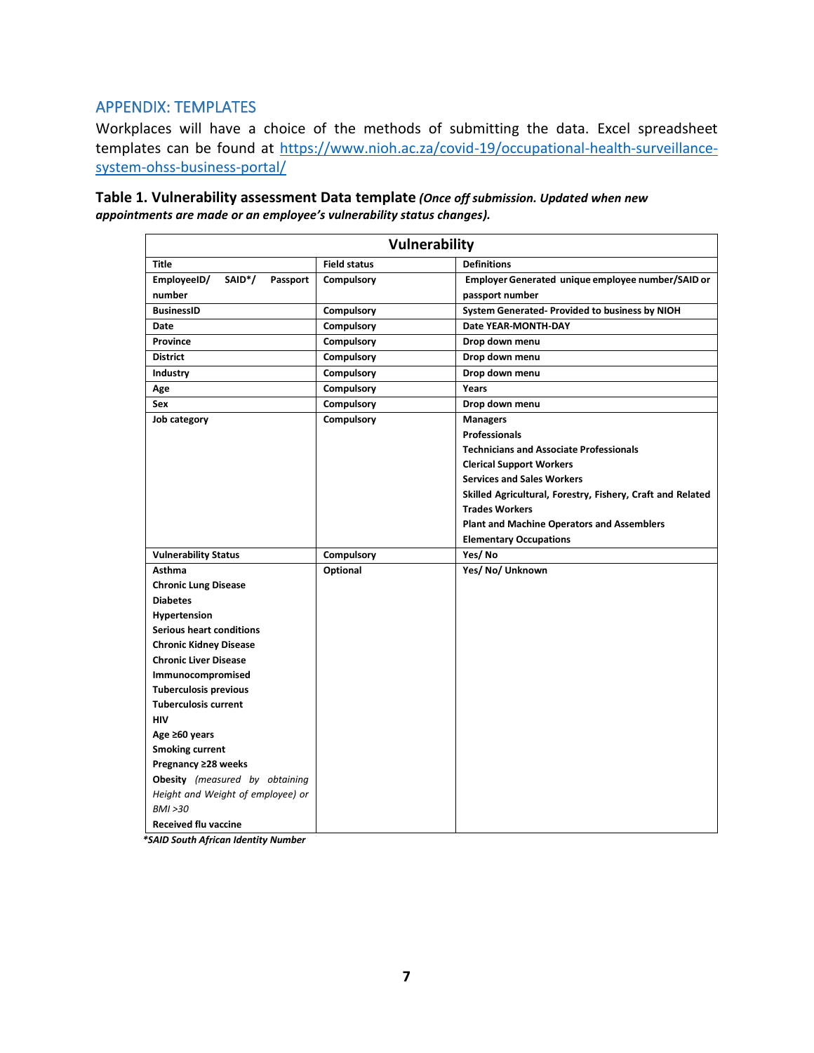## APPENDIX: TEMPLATES

Workplaces will have a choice of the methods of submitting the data. Excel spreadsheet templates can be found at https://www.nioh.ac.za/covid-19/occupational-health-surveillance-system-ohss-business-portal/

**Table 1. Vulnerability assessment Data template** ***(Once off submission. Updated when new appointments are made or an employee's vulnerability status changes).***

| **Vulnerability** | | |
|---|---|---|
| **Title** | **Field status** | **Definitions** |
| **EmployeeID/ SAID*/ Passport number** | **Compulsory** | **Employer Generated unique employee number/SAID or passport number** |
| **BusinessID** | **Compulsory** | **System Generated- Provided to business by NIOH** |
| **Date** | **Compulsory** | **Date YEAR-MONTH-DAY** |
| **Province** | **Compulsory** | **Drop down menu** |
| **District** | **Compulsory** | **Drop down menu** |
| **Industry** | **Compulsory** | **Drop down menu** |
| **Age** | **Compulsory** | **Years** |
| **Sex** | **Compulsory** | **Drop down menu** |
| **Job category** | **Compulsory** | **Managers**<br>**Professionals**<br>**Technicians and Associate Professionals**<br>**Clerical Support Workers**<br>**Services and Sales Workers**<br>**Skilled Agricultural, Forestry, Fishery, Craft and Related Trades Workers**<br>**Plant and Machine Operators and Assemblers**<br>**Elementary Occupations** |
| **Vulnerability Status** | **Compulsory** | **Yes/ No** |
| **Asthma**<br>**Chronic Lung Disease**<br>**Diabetes**<br>**Hypertension**<br>**Serious heart conditions**<br>**Chronic Kidney Disease**<br>**Chronic Liver Disease**<br>**Immunocompromised**<br>**Tuberculosis previous**<br>**Tuberculosis current**<br>**HIV**<br>**Age ≥60 years**<br>**Smoking current**<br>**Pregnancy ≥28 weeks**<br>**Obesity** *(measured by obtaining Height and Weight of employee) or BMI >30*<br>**Received flu vaccine** | **Optional** | **Yes/ No/ Unknown** |

***SAID South African Identity Number**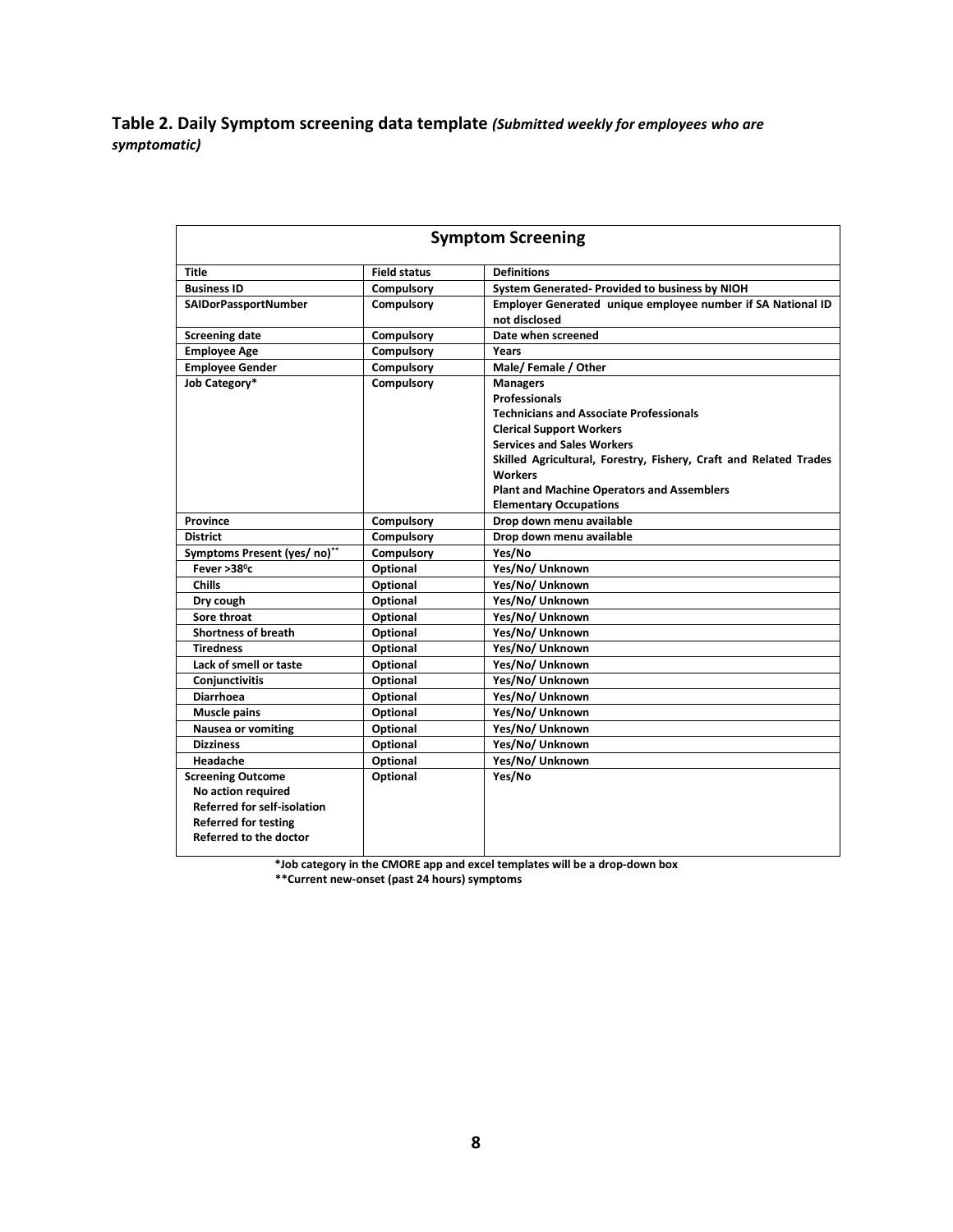**Table 2. Daily Symptom screening data template** ***(Submitted weekly for employees who are symptomatic)***

| Symptom Screening | | |
|---|---|---|
| **Title** | **Field status** | **Definitions** |
| **Business ID** | **Compulsory** | **System Generated- Provided to business by NIOH** |
| **SAIDorPassportNumber** | **Compulsory** | **Employer Generated unique employee number if SA National ID not disclosed** |
| **Screening date** | **Compulsory** | **Date when screened** |
| **Employee Age** | **Compulsory** | **Years** |
| **Employee Gender** | **Compulsory** | **Male/ Female / Other** |
| **Job Category*** | **Compulsory** | **Managers**<br>**Professionals**<br>**Technicians and Associate Professionals**<br>**Clerical Support Workers**<br>**Services and Sales Workers**<br>**Skilled Agricultural, Forestry, Fishery, Craft and Related Trades Workers**<br>**Plant and Machine Operators and Assemblers**<br>**Elementary Occupations** |
| **Province** | **Compulsory** | **Drop down menu available** |
| **District** | **Compulsory** | **Drop down menu available** |
| **Symptoms Present (yes/ no)**** | **Compulsory** | **Yes/No** |
| **Fever >38$^0$c** | **Optional** | **Yes/No/ Unknown** |
| **Chills** | **Optional** | **Yes/No/ Unknown** |
| **Dry cough** | **Optional** | **Yes/No/ Unknown** |
| **Sore throat** | **Optional** | **Yes/No/ Unknown** |
| **Shortness of breath** | **Optional** | **Yes/No/ Unknown** |
| **Tiredness** | **Optional** | **Yes/No/ Unknown** |
| **Lack of smell or taste** | **Optional** | **Yes/No/ Unknown** |
| **Conjunctivitis** | **Optional** | **Yes/No/ Unknown** |
| **Diarrhoea** | **Optional** | **Yes/No/ Unknown** |
| **Muscle pains** | **Optional** | **Yes/No/ Unknown** |
| **Nausea or vomiting** | **Optional** | **Yes/No/ Unknown** |
| **Dizziness** | **Optional** | **Yes/No/ Unknown** |
| **Headache** | **Optional** | **Yes/No/ Unknown** |
| **Screening Outcome**<br>**No action required**<br>**Referred for self-isolation**<br>**Referred for testing**<br>**Referred to the doctor** | **Optional** | **Yes/No** |

**\*Job category in the CMORE app and excel templates will be a drop-down box**

**\*\*Current new-onset (past 24 hours) symptoms**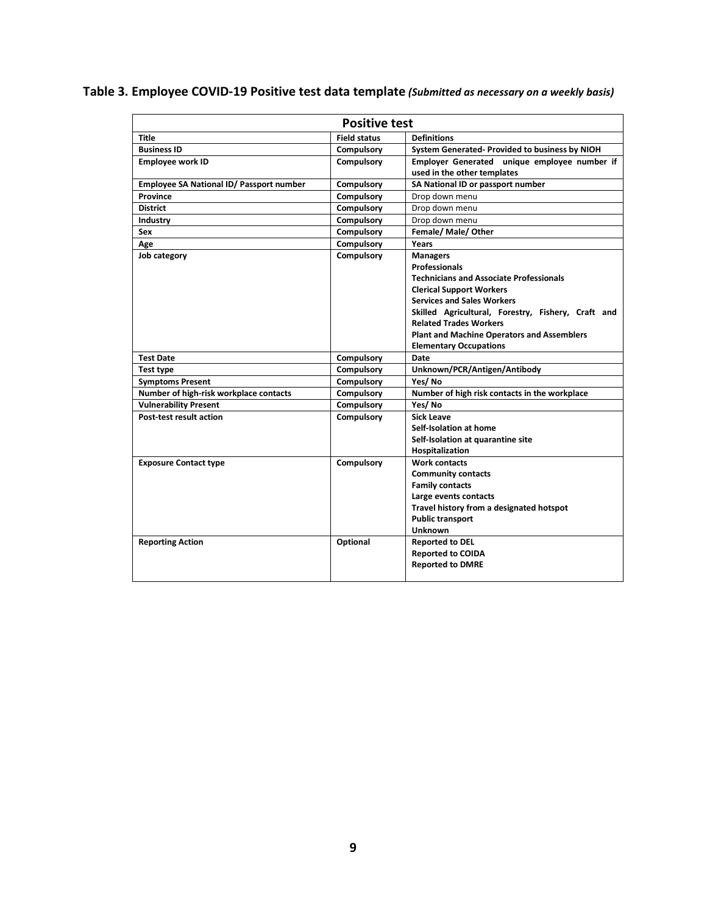## Table 3. Employee COVID-19 Positive test data template *(Submitted as necessary on a weekly basis)*

| Positive test | | |
|---|---|---|
| **Title** | **Field status** | **Definitions** |
| **Business ID** | **Compulsory** | **System Generated- Provided to business by NIOH** |
| **Employee work ID** | **Compulsory** | **Employer Generated unique employee number if used in the other templates** |
| **Employee SA National ID/ Passport number** | **Compulsory** | **SA National ID or passport number** |
| **Province** | **Compulsory** | Drop down menu |
| **District** | **Compulsory** | Drop down menu |
| **Industry** | **Compulsory** | Drop down menu |
| **Sex** | **Compulsory** | **Female/ Male/ Other** |
| **Age** | **Compulsory** | **Years** |
| **Job category** | **Compulsory** | **Managers**<br>**Professionals**<br>**Technicians and Associate Professionals**<br>**Clerical Support Workers**<br>**Services and Sales Workers**<br>**Skilled Agricultural, Forestry, Fishery, Craft and Related Trades Workers**<br>**Plant and Machine Operators and Assemblers**<br>**Elementary Occupations** |
| **Test Date** | **Compulsory** | **Date** |
| **Test type** | **Compulsory** | **Unknown/PCR/Antigen/Antibody** |
| **Symptoms Present** | **Compulsory** | **Yes/ No** |
| **Number of high-risk workplace contacts** | **Compulsory** | **Number of high risk contacts in the workplace** |
| **Vulnerability Present** | **Compulsory** | **Yes/ No** |
| **Post-test result action** | **Compulsory** | **Sick Leave**<br>**Self-Isolation at home**<br>**Self-Isolation at quarantine site**<br>**Hospitalization** |
| **Exposure Contact type** | **Compulsory** | **Work contacts**<br>**Community contacts**<br>**Family contacts**<br>**Large events contacts**<br>**Travel history from a designated hotspot**<br>**Public transport**<br>**Unknown** |
| **Reporting Action** | **Optional** | **Reported to DEL**<br>**Reported to COIDA**<br>**Reported to DMRE** |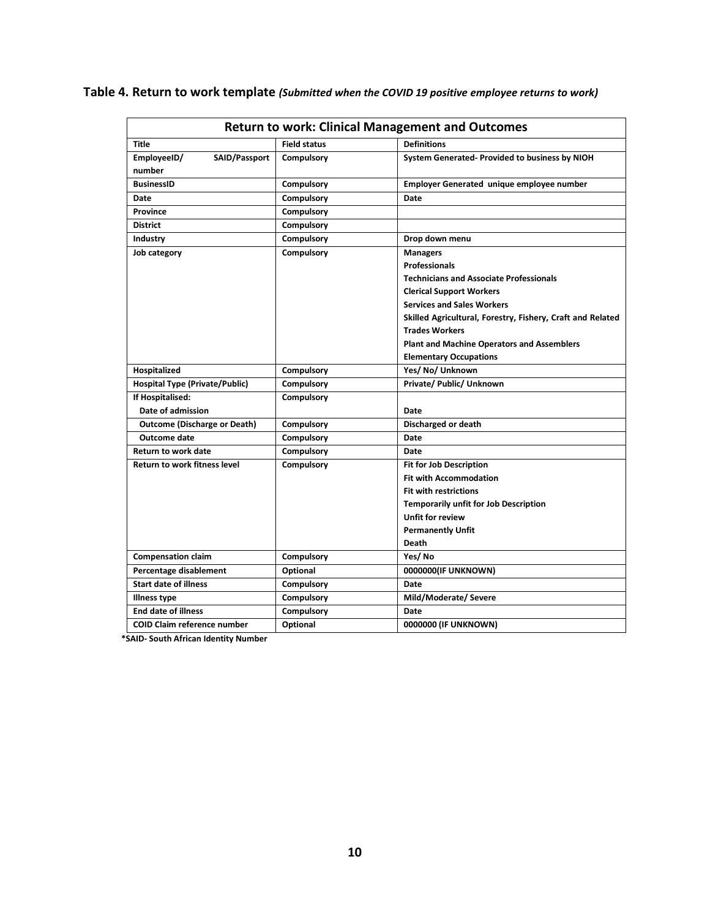## Table 4. Return to work template *(Submitted when the COVID 19 positive employee returns to work)*

| Return to work: Clinical Management and Outcomes | | |
|---|---|---|
| **Title** | **Field status** | **Definitions** |
| **EmployeeID/ SAID/Passport number** | **Compulsory** | **System Generated- Provided to business by NIOH** |
| **BusinessID** | **Compulsory** | **Employer Generated unique employee number** |
| **Date** | **Compulsory** | **Date** |
| **Province** | **Compulsory** | |
| **District** | **Compulsory** | |
| **Industry** | **Compulsory** | **Drop down menu** |
| **Job category** | **Compulsory** | **Managers**<br>**Professionals**<br>**Technicians and Associate Professionals**<br>**Clerical Support Workers**<br>**Services and Sales Workers**<br>**Skilled Agricultural, Forestry, Fishery, Craft and Related Trades Workers**<br>**Plant and Machine Operators and Assemblers**<br>**Elementary Occupations** |
| **Hospitalized** | **Compulsory** | **Yes/ No/ Unknown** |
| **Hospital Type (Private/Public)** | **Compulsory** | **Private/ Public/ Unknown** |
| **If Hospitalised:**<br>**Date of admission** | **Compulsory** | **Date** |
| **Outcome (Discharge or Death)** | **Compulsory** | **Discharged or death** |
| **Outcome date** | **Compulsory** | **Date** |
| **Return to work date** | **Compulsory** | **Date** |
| **Return to work fitness level** | **Compulsory** | **Fit for Job Description**<br>**Fit with Accommodation**<br>**Fit with restrictions**<br>**Temporarily unfit for Job Description**<br>**Unfit for review**<br>**Permanently Unfit**<br>**Death** |
| **Compensation claim** | **Compulsory** | **Yes/ No** |
| **Percentage disablement** | **Optional** | **0000000(IF UNKNOWN)** |
| **Start date of illness** | **Compulsory** | **Date** |
| **Illness type** | **Compulsory** | **Mild/Moderate/ Severe** |
| **End date of illness** | **Compulsory** | **Date** |
| **COID Claim reference number** | **Optional** | **0000000 (IF UNKNOWN)** |

**\*SAID- South African Identity Number**